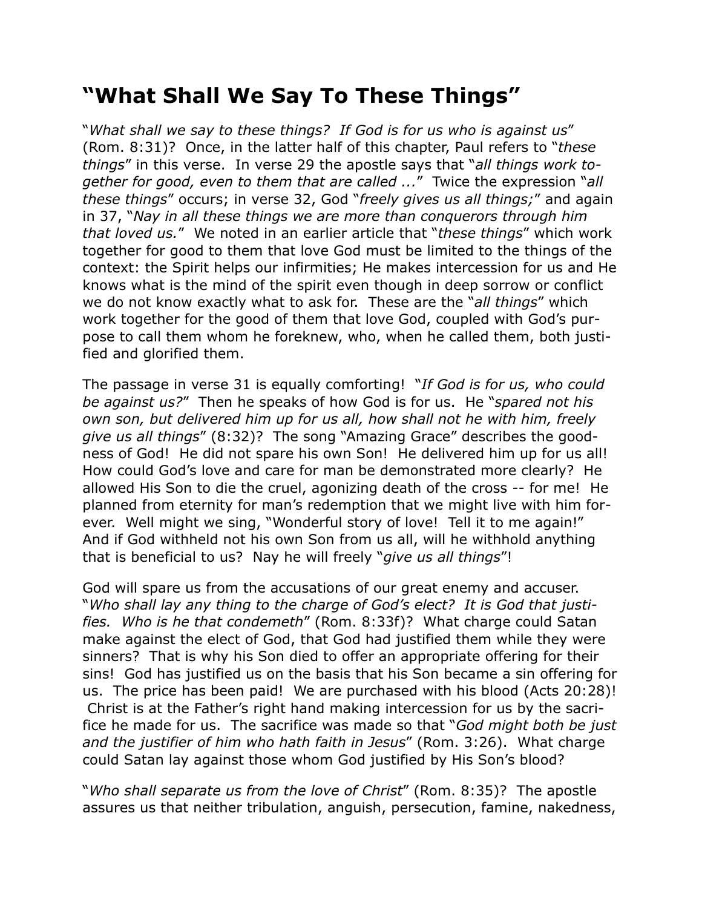## "What Shall We Say To These Things"

"*What shall we say to these things? If God is for us who is against us*" (Rom. 8:31)? Once, in the latter half of this chapter, Paul refers to "*these things*" in this verse. In verse 29 the apostle says that "*all things work together for good, even to them that are called ...*" Twice the expression "*all these things*" occurs; in verse 32, God "*freely gives us all things;*" and again in 37, "*Nay in all these things we are more than conquerors through him that loved us.*" We noted in an earlier article that "*these things*" which work together for good to them that love God must be limited to the things of the context: the Spirit helps our infirmities; He makes intercession for us and He knows what is the mind of the spirit even though in deep sorrow or conflict we do not know exactly what to ask for. These are the "*all things*" which work together for the good of them that love God, coupled with God's purpose to call them whom he foreknew, who, when he called them, both justified and glorified them.

The passage in verse 31 is equally comforting! "*If God is for us, who could be against us?*" Then he speaks of how God is for us. He "*spared not his own son, but delivered him up for us all, how shall not he with him, freely give us all things*" (8:32)? The song "Amazing Grace" describes the goodness of God! He did not spare his own Son! He delivered him up for us all! How could God's love and care for man be demonstrated more clearly? He allowed His Son to die the cruel, agonizing death of the cross -- for me! He planned from eternity for man's redemption that we might live with him forever. Well might we sing, "Wonderful story of love! Tell it to me again!" And if God withheld not his own Son from us all, will he withhold anything that is beneficial to us? Nay he will freely "*give us all things*"!

God will spare us from the accusations of our great enemy and accuser. "*Who shall lay any thing to the charge of God's elect? It is God that justifies. Who is he that condemeth*" (Rom. 8:33f)? What charge could Satan make against the elect of God, that God had justified them while they were sinners? That is why his Son died to offer an appropriate offering for their sins! God has justified us on the basis that his Son became a sin offering for us. The price has been paid! We are purchased with his blood (Acts 20:28)! Christ is at the Father's right hand making intercession for us by the sacrifice he made for us. The sacrifice was made so that "*God might both be just and the justifier of him who hath faith in Jesus*" (Rom. 3:26). What charge could Satan lay against those whom God justified by His Son's blood?

"*Who shall separate us from the love of Christ*" (Rom. 8:35)? The apostle assures us that neither tribulation, anguish, persecution, famine, nakedness,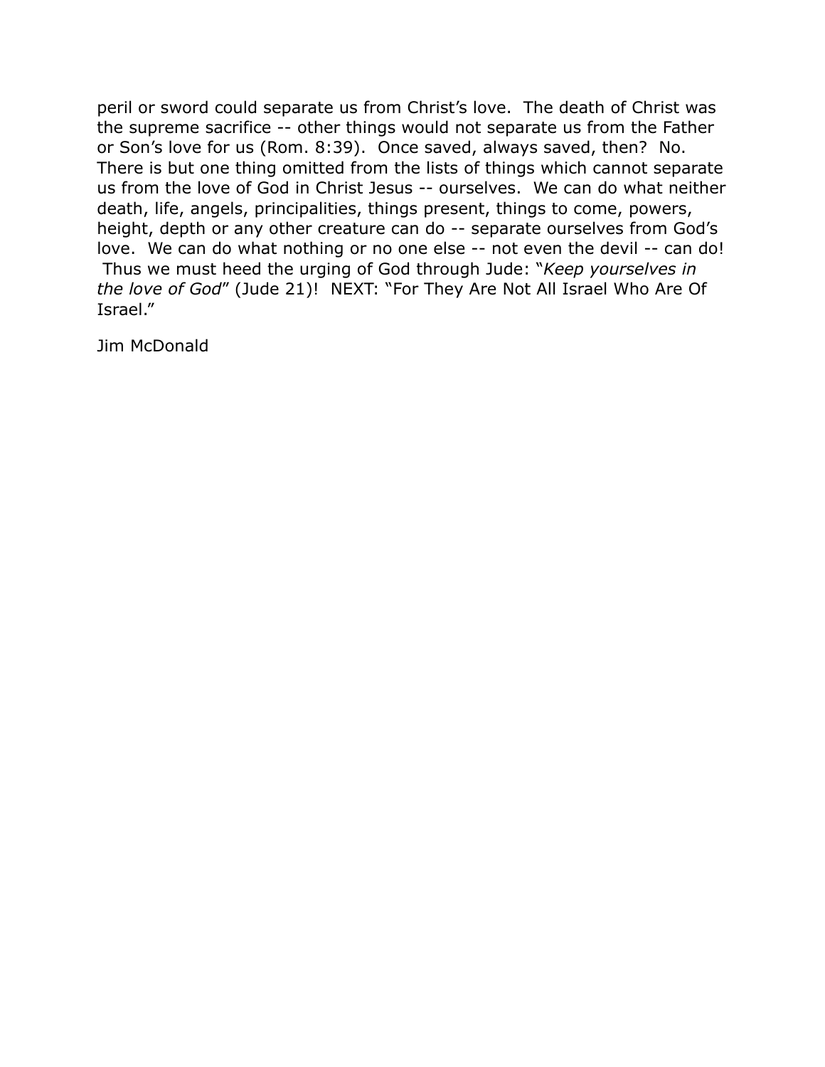peril or sword could separate us from Christ's love. The death of Christ was the supreme sacrifice -- other things would not separate us from the Father or Son's love for us (Rom. 8:39). Once saved, always saved, then? No. There is but one thing omitted from the lists of things which cannot separate us from the love of God in Christ Jesus -- ourselves. We can do what neither death, life, angels, principalities, things present, things to come, powers, height, depth or any other creature can do -- separate ourselves from God's love. We can do what nothing or no one else -- not even the devil -- can do! Thus we must heed the urging of God through Jude: "*Keep yourselves in the love of God*" (Jude 21)! NEXT: "For They Are Not All Israel Who Are Of Israel."

Jim McDonald